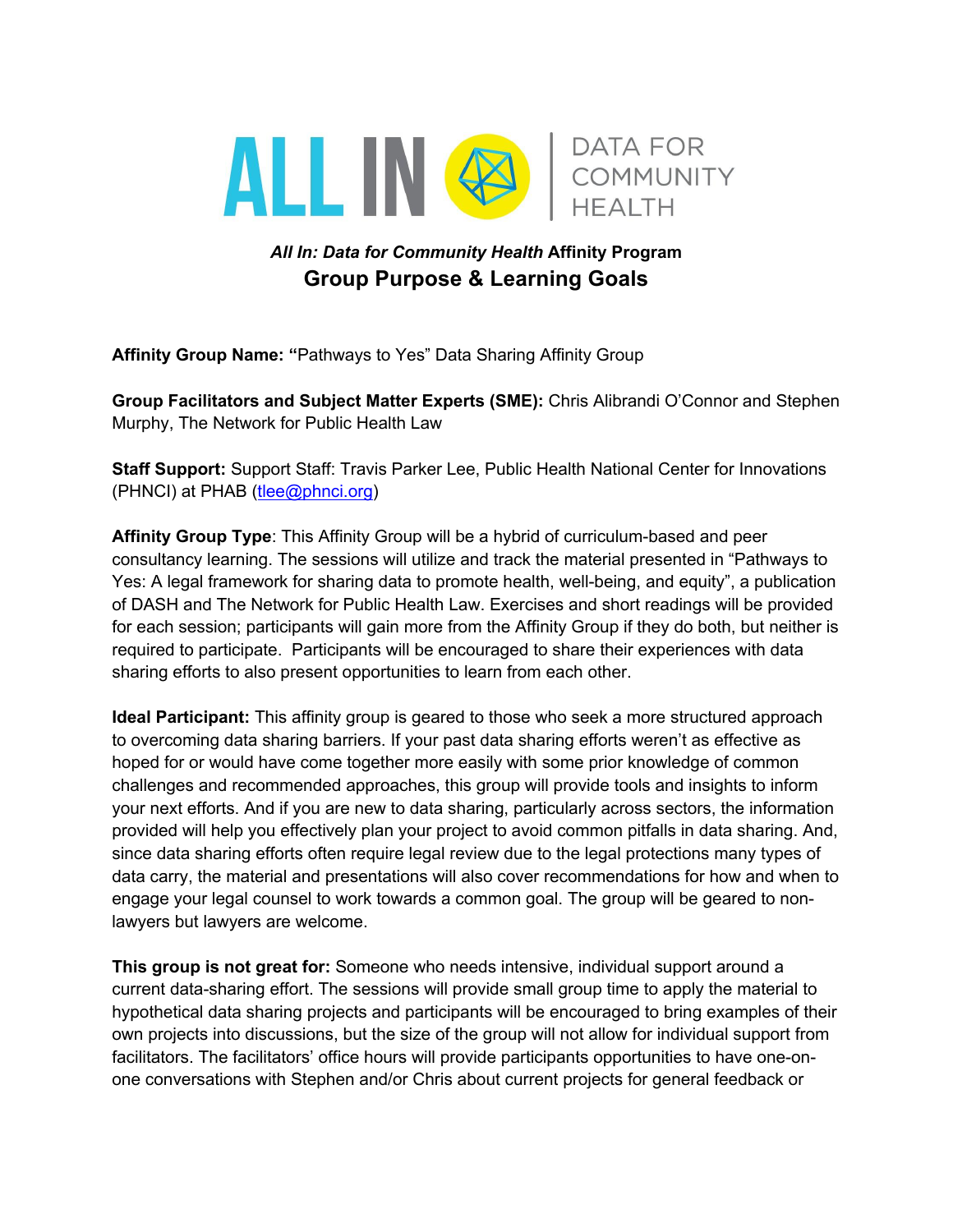ALL IN | DATA FOR COMMUNITY HEALTH

### *All In: Data for Community Health* Affinity Program

## Group Purpose & Learning Goals

**Affinity Group Name: "**Pathways to Yes" Data Sharing Affinity Group

**Group Facilitators and Subject Matter Experts (SME):** Chris Alibrandi O'Connor and Stephen Murphy, The Network for Public Health Law

**Staff Support:** Support Staff: Travis Parker Lee, Public Health National Center for Innovations (PHNCI) at PHAB (tlee@phnci.org)

**Affinity Group Type**: This Affinity Group will be a hybrid of curriculum-based and peer consultancy learning. The sessions will utilize and track the material presented in "Pathways to Yes: A legal framework for sharing data to promote health, well-being, and equity", a publication of DASH and The Network for Public Health Law. Exercises and short readings will be provided for each session; participants will gain more from the Affinity Group if they do both, but neither is required to participate. Participants will be encouraged to share their experiences with data sharing efforts to also present opportunities to learn from each other.

**Ideal Participant:** This affinity group is geared to those who seek a more structured approach to overcoming data sharing barriers. If your past data sharing efforts weren't as effective as hoped for or would have come together more easily with some prior knowledge of common challenges and recommended approaches, this group will provide tools and insights to inform your next efforts. And if you are new to data sharing, particularly across sectors, the information provided will help you effectively plan your project to avoid common pitfalls in data sharing. And, since data sharing efforts often require legal review due to the legal protections many types of data carry, the material and presentations will also cover recommendations for how and when to engage your legal counsel to work towards a common goal. The group will be geared to non-lawyers but lawyers are welcome.

**This group is not great for:** Someone who needs intensive, individual support around a current data-sharing effort. The sessions will provide small group time to apply the material to hypothetical data sharing projects and participants will be encouraged to bring examples of their own projects into discussions, but the size of the group will not allow for individual support from facilitators. The facilitators' office hours will provide participants opportunities to have one-on-one conversations with Stephen and/or Chris about current projects for general feedback or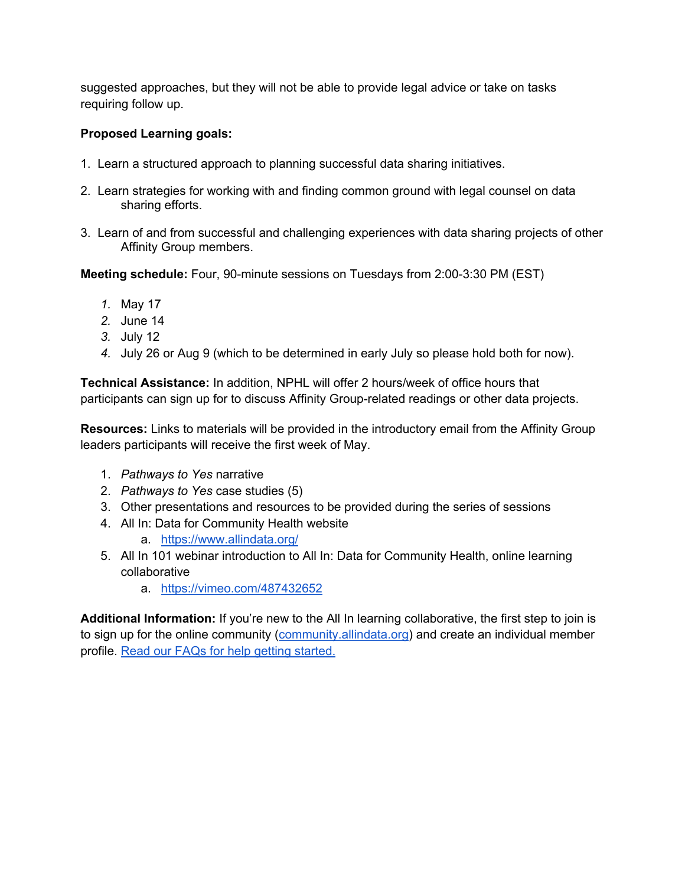suggested approaches, but they will not be able to provide legal advice or take on tasks requiring follow up.

**Proposed Learning goals:**

1. Learn a structured approach to planning successful data sharing initiatives.
2. Learn strategies for working with and finding common ground with legal counsel on data sharing efforts.
3. Learn of and from successful and challenging experiences with data sharing projects of other Affinity Group members.

**Meeting schedule:** Four, 90-minute sessions on Tuesdays from 2:00-3:30 PM (EST)

1. May 17
2. June 14
3. July 12
4. July 26 or Aug 9 (which to be determined in early July so please hold both for now).

**Technical Assistance:** In addition, NPHL will offer 2 hours/week of office hours that participants can sign up for to discuss Affinity Group-related readings or other data projects.

**Resources:** Links to materials will be provided in the introductory email from the Affinity Group leaders participants will receive the first week of May.

1. *Pathways to Yes* narrative
2. *Pathways to Yes* case studies (5)
3. Other presentations and resources to be provided during the series of sessions
4. All In: Data for Community Health website
   a. https://www.allindata.org/
5. All In 101 webinar introduction to All In: Data for Community Health, online learning collaborative
   a. https://vimeo.com/487432652

**Additional Information:** If you're new to the All In learning collaborative, the first step to join is to sign up for the online community (community.allindata.org) and create an individual member profile. Read our FAQs for help getting started.